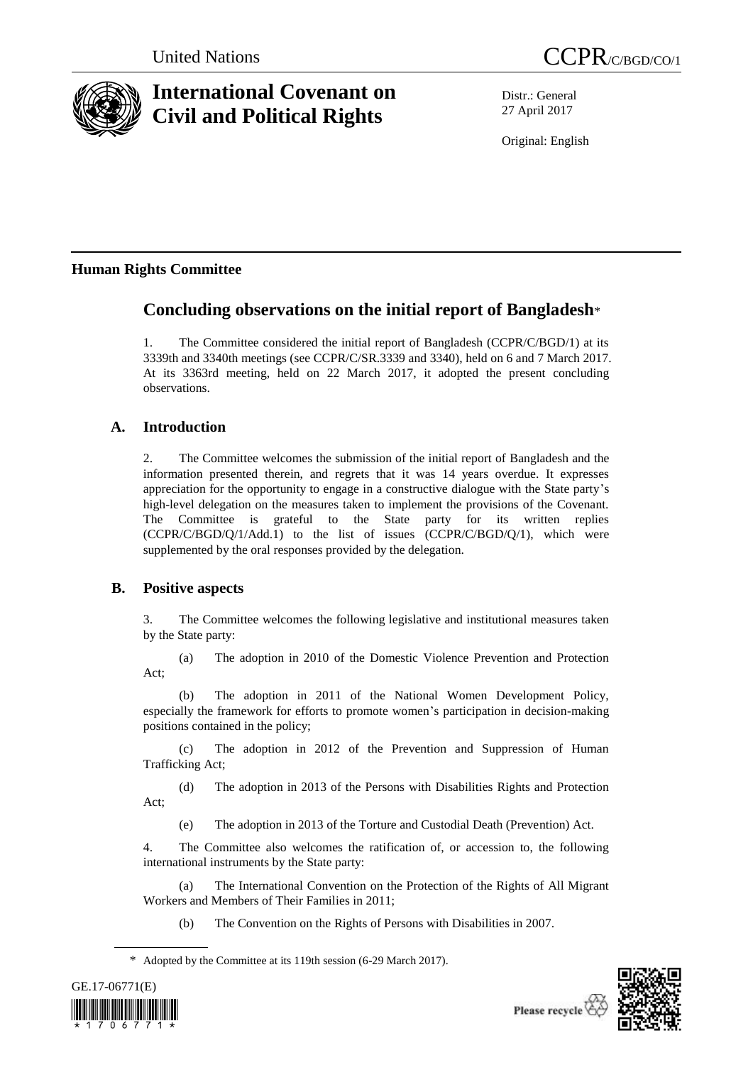United Nations

CCPR/C/BGD/CO/1

# International Covenant on Civil and Political Rights

Distr.: General
27 April 2017

Original: English

## Human Rights Committee

## Concluding observations on the initial report of Bangladesh*

1. The Committee considered the initial report of Bangladesh (CCPR/C/BGD/1) at its 3339th and 3340th meetings (see CCPR/C/SR.3339 and 3340), held on 6 and 7 March 2017. At its 3363rd meeting, held on 22 March 2017, it adopted the present concluding observations.

### A. Introduction

2. The Committee welcomes the submission of the initial report of Bangladesh and the information presented therein, and regrets that it was 14 years overdue. It expresses appreciation for the opportunity to engage in a constructive dialogue with the State party's high-level delegation on the measures taken to implement the provisions of the Covenant. The Committee is grateful to the State party for its written replies (CCPR/C/BGD/Q/1/Add.1) to the list of issues (CCPR/C/BGD/Q/1), which were supplemented by the oral responses provided by the delegation.

### B. Positive aspects

3. The Committee welcomes the following legislative and institutional measures taken by the State party:

(a) The adoption in 2010 of the Domestic Violence Prevention and Protection Act;

(b) The adoption in 2011 of the National Women Development Policy, especially the framework for efforts to promote women's participation in decision-making positions contained in the policy;

(c) The adoption in 2012 of the Prevention and Suppression of Human Trafficking Act;

(d) The adoption in 2013 of the Persons with Disabilities Rights and Protection Act;

(e) The adoption in 2013 of the Torture and Custodial Death (Prevention) Act.

4. The Committee also welcomes the ratification of, or accession to, the following international instruments by the State party:

(a) The International Convention on the Protection of the Rights of All Migrant Workers and Members of Their Families in 2011;

(b) The Convention on the Rights of Persons with Disabilities in 2007.

---

* Adopted by the Committee at its 119th session (6-29 March 2017).

GE.17-06771(E)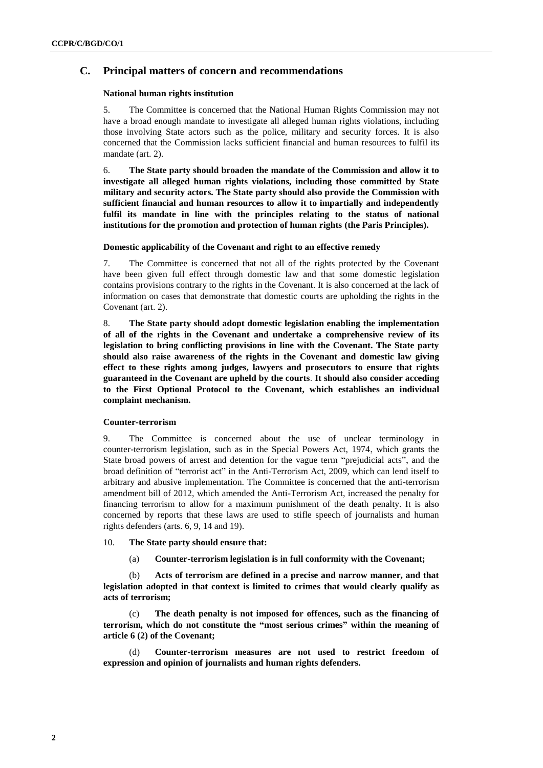## C. Principal matters of concern and recommendations

### National human rights institution

5. The Committee is concerned that the National Human Rights Commission may not have a broad enough mandate to investigate all alleged human rights violations, including those involving State actors such as the police, military and security forces. It is also concerned that the Commission lacks sufficient financial and human resources to fulfil its mandate (art. 2).

6. **The State party should broaden the mandate of the Commission and allow it to investigate all alleged human rights violations, including those committed by State military and security actors. The State party should also provide the Commission with sufficient financial and human resources to allow it to impartially and independently fulfil its mandate in line with the principles relating to the status of national institutions for the promotion and protection of human rights (the Paris Principles).**

### Domestic applicability of the Covenant and right to an effective remedy

7. The Committee is concerned that not all of the rights protected by the Covenant have been given full effect through domestic law and that some domestic legislation contains provisions contrary to the rights in the Covenant. It is also concerned at the lack of information on cases that demonstrate that domestic courts are upholding the rights in the Covenant (art. 2).

8. **The State party should adopt domestic legislation enabling the implementation of all of the rights in the Covenant and undertake a comprehensive review of its legislation to bring conflicting provisions in line with the Covenant. The State party should also raise awareness of the rights in the Covenant and domestic law giving effect to these rights among judges, lawyers and prosecutors to ensure that rights guaranteed in the Covenant are upheld by the courts. It should also consider acceding to the First Optional Protocol to the Covenant, which establishes an individual complaint mechanism.**

### Counter-terrorism

9. The Committee is concerned about the use of unclear terminology in counter-terrorism legislation, such as in the Special Powers Act, 1974, which grants the State broad powers of arrest and detention for the vague term "prejudicial acts", and the broad definition of "terrorist act" in the Anti-Terrorism Act, 2009, which can lend itself to arbitrary and abusive implementation. The Committee is concerned that the anti-terrorism amendment bill of 2012, which amended the Anti-Terrorism Act, increased the penalty for financing terrorism to allow for a maximum punishment of the death penalty. It is also concerned by reports that these laws are used to stifle speech of journalists and human rights defenders (arts. 6, 9, 14 and 19).

10. **The State party should ensure that:**

(a) **Counter-terrorism legislation is in full conformity with the Covenant;**

(b) **Acts of terrorism are defined in a precise and narrow manner, and that legislation adopted in that context is limited to crimes that would clearly qualify as acts of terrorism;**

(c) **The death penalty is not imposed for offences, such as the financing of terrorism, which do not constitute the "most serious crimes" within the meaning of article 6 (2) of the Covenant;**

(d) **Counter-terrorism measures are not used to restrict freedom of expression and opinion of journalists and human rights defenders.**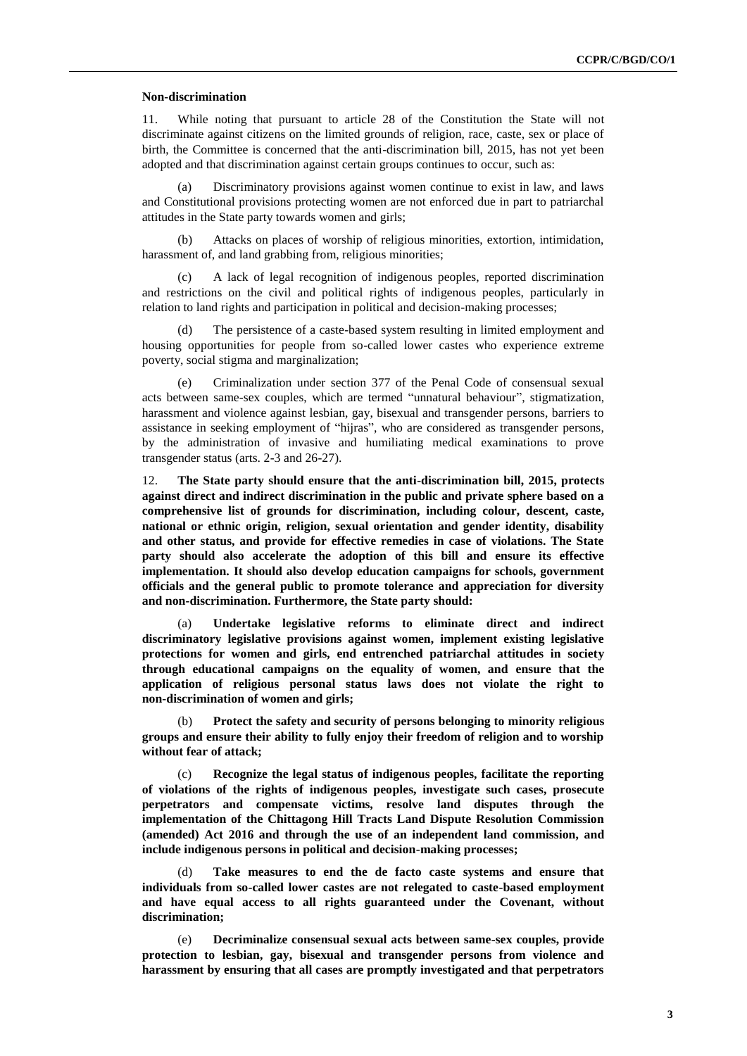### Non-discrimination

11. While noting that pursuant to article 28 of the Constitution the State will not discriminate against citizens on the limited grounds of religion, race, caste, sex or place of birth, the Committee is concerned that the anti-discrimination bill, 2015, has not yet been adopted and that discrimination against certain groups continues to occur, such as:

(a) Discriminatory provisions against women continue to exist in law, and laws and Constitutional provisions protecting women are not enforced due in part to patriarchal attitudes in the State party towards women and girls;

(b) Attacks on places of worship of religious minorities, extortion, intimidation, harassment of, and land grabbing from, religious minorities;

(c) A lack of legal recognition of indigenous peoples, reported discrimination and restrictions on the civil and political rights of indigenous peoples, particularly in relation to land rights and participation in political and decision-making processes;

(d) The persistence of a caste-based system resulting in limited employment and housing opportunities for people from so-called lower castes who experience extreme poverty, social stigma and marginalization;

(e) Criminalization under section 377 of the Penal Code of consensual sexual acts between same-sex couples, which are termed "unnatural behaviour", stigmatization, harassment and violence against lesbian, gay, bisexual and transgender persons, barriers to assistance in seeking employment of "hijras", who are considered as transgender persons, by the administration of invasive and humiliating medical examinations to prove transgender status (arts. 2-3 and 26-27).

12. **The State party should ensure that the anti-discrimination bill, 2015, protects against direct and indirect discrimination in the public and private sphere based on a comprehensive list of grounds for discrimination, including colour, descent, caste, national or ethnic origin, religion, sexual orientation and gender identity, disability and other status, and provide for effective remedies in case of violations. The State party should also accelerate the adoption of this bill and ensure its effective implementation. It should also develop education campaigns for schools, government officials and the general public to promote tolerance and appreciation for diversity and non-discrimination. Furthermore, the State party should:**

(a) **Undertake legislative reforms to eliminate direct and indirect discriminatory legislative provisions against women, implement existing legislative protections for women and girls, end entrenched patriarchal attitudes in society through educational campaigns on the equality of women, and ensure that the application of religious personal status laws does not violate the right to non-discrimination of women and girls;**

(b) **Protect the safety and security of persons belonging to minority religious groups and ensure their ability to fully enjoy their freedom of religion and to worship without fear of attack;**

(c) **Recognize the legal status of indigenous peoples, facilitate the reporting of violations of the rights of indigenous peoples, investigate such cases, prosecute perpetrators and compensate victims, resolve land disputes through the implementation of the Chittagong Hill Tracts Land Dispute Resolution Commission (amended) Act 2016 and through the use of an independent land commission, and include indigenous persons in political and decision-making processes;**

(d) **Take measures to end the de facto caste systems and ensure that individuals from so-called lower castes are not relegated to caste-based employment and have equal access to all rights guaranteed under the Covenant, without discrimination;**

(e) **Decriminalize consensual sexual acts between same-sex couples, provide protection to lesbian, gay, bisexual and transgender persons from violence and harassment by ensuring that all cases are promptly investigated and that perpetrators**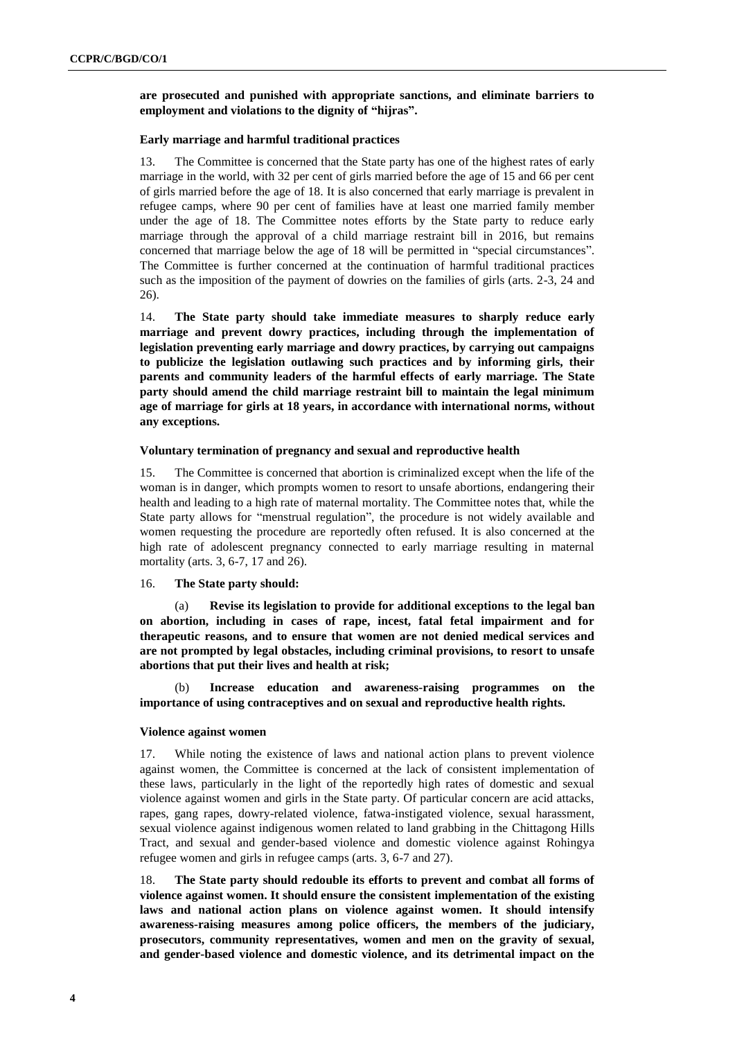**are prosecuted and punished with appropriate sanctions, and eliminate barriers to employment and violations to the dignity of "hijras".**

### Early marriage and harmful traditional practices

13. The Committee is concerned that the State party has one of the highest rates of early marriage in the world, with 32 per cent of girls married before the age of 15 and 66 per cent of girls married before the age of 18. It is also concerned that early marriage is prevalent in refugee camps, where 90 per cent of families have at least one married family member under the age of 18. The Committee notes efforts by the State party to reduce early marriage through the approval of a child marriage restraint bill in 2016, but remains concerned that marriage below the age of 18 will be permitted in "special circumstances". The Committee is further concerned at the continuation of harmful traditional practices such as the imposition of the payment of dowries on the families of girls (arts. 2-3, 24 and 26).

14. **The State party should take immediate measures to sharply reduce early marriage and prevent dowry practices, including through the implementation of legislation preventing early marriage and dowry practices, by carrying out campaigns to publicize the legislation outlawing such practices and by informing girls, their parents and community leaders of the harmful effects of early marriage. The State party should amend the child marriage restraint bill to maintain the legal minimum age of marriage for girls at 18 years, in accordance with international norms, without any exceptions.**

### Voluntary termination of pregnancy and sexual and reproductive health

15. The Committee is concerned that abortion is criminalized except when the life of the woman is in danger, which prompts women to resort to unsafe abortions, endangering their health and leading to a high rate of maternal mortality. The Committee notes that, while the State party allows for "menstrual regulation", the procedure is not widely available and women requesting the procedure are reportedly often refused. It is also concerned at the high rate of adolescent pregnancy connected to early marriage resulting in maternal mortality (arts. 3, 6-7, 17 and 26).

16. **The State party should:**

(a) **Revise its legislation to provide for additional exceptions to the legal ban on abortion, including in cases of rape, incest, fatal fetal impairment and for therapeutic reasons, and to ensure that women are not denied medical services and are not prompted by legal obstacles, including criminal provisions, to resort to unsafe abortions that put their lives and health at risk;**

(b) **Increase education and awareness-raising programmes on the importance of using contraceptives and on sexual and reproductive health rights.**

### Violence against women

17. While noting the existence of laws and national action plans to prevent violence against women, the Committee is concerned at the lack of consistent implementation of these laws, particularly in the light of the reportedly high rates of domestic and sexual violence against women and girls in the State party. Of particular concern are acid attacks, rapes, gang rapes, dowry-related violence, fatwa-instigated violence, sexual harassment, sexual violence against indigenous women related to land grabbing in the Chittagong Hills Tract, and sexual and gender-based violence and domestic violence against Rohingya refugee women and girls in refugee camps (arts. 3, 6-7 and 27).

18. **The State party should redouble its efforts to prevent and combat all forms of violence against women. It should ensure the consistent implementation of the existing laws and national action plans on violence against women. It should intensify awareness-raising measures among police officers, the members of the judiciary, prosecutors, community representatives, women and men on the gravity of sexual, and gender-based violence and domestic violence, and its detrimental impact on the**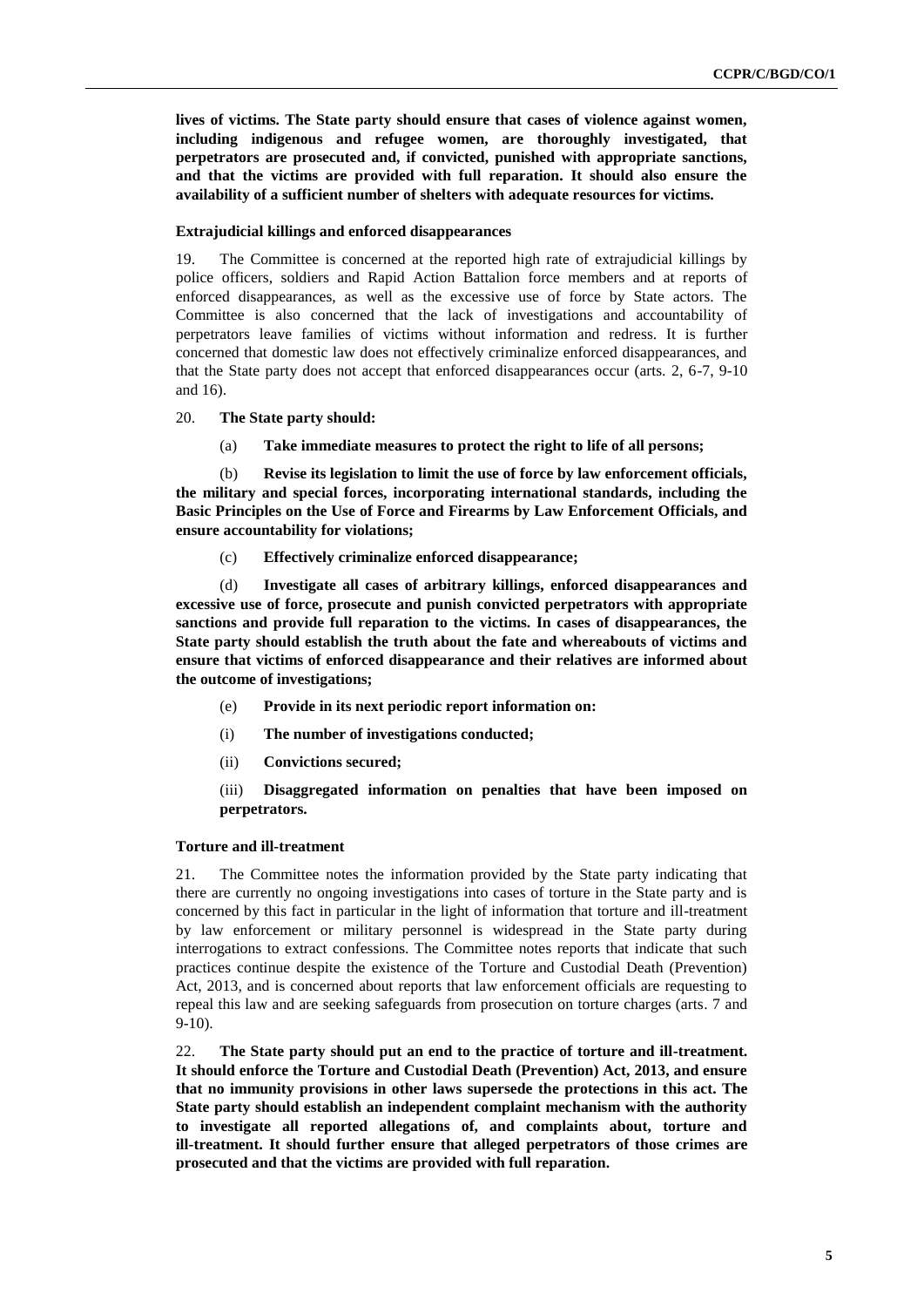**lives of victims. The State party should ensure that cases of violence against women, including indigenous and refugee women, are thoroughly investigated, that perpetrators are prosecuted and, if convicted, punished with appropriate sanctions, and that the victims are provided with full reparation. It should also ensure the availability of a sufficient number of shelters with adequate resources for victims.**

#### Extrajudicial killings and enforced disappearances

19. The Committee is concerned at the reported high rate of extrajudicial killings by police officers, soldiers and Rapid Action Battalion force members and at reports of enforced disappearances, as well as the excessive use of force by State actors. The Committee is also concerned that the lack of investigations and accountability of perpetrators leave families of victims without information and redress. It is further concerned that domestic law does not effectively criminalize enforced disappearances, and that the State party does not accept that enforced disappearances occur (arts. 2, 6-7, 9-10 and 16).

20. **The State party should:**

(a) **Take immediate measures to protect the right to life of all persons;**

(b) **Revise its legislation to limit the use of force by law enforcement officials, the military and special forces, incorporating international standards, including the Basic Principles on the Use of Force and Firearms by Law Enforcement Officials, and ensure accountability for violations;**

(c) **Effectively criminalize enforced disappearance;**

(d) **Investigate all cases of arbitrary killings, enforced disappearances and excessive use of force, prosecute and punish convicted perpetrators with appropriate sanctions and provide full reparation to the victims. In cases of disappearances, the State party should establish the truth about the fate and whereabouts of victims and ensure that victims of enforced disappearance and their relatives are informed about the outcome of investigations;**

(e) **Provide in its next periodic report information on:**

(i) **The number of investigations conducted;**

(ii) **Convictions secured;**

(iii) **Disaggregated information on penalties that have been imposed on perpetrators.**

#### Torture and ill-treatment

21. The Committee notes the information provided by the State party indicating that there are currently no ongoing investigations into cases of torture in the State party and is concerned by this fact in particular in the light of information that torture and ill-treatment by law enforcement or military personnel is widespread in the State party during interrogations to extract confessions. The Committee notes reports that indicate that such practices continue despite the existence of the Torture and Custodial Death (Prevention) Act, 2013, and is concerned about reports that law enforcement officials are requesting to repeal this law and are seeking safeguards from prosecution on torture charges (arts. 7 and 9-10).

22. **The State party should put an end to the practice of torture and ill-treatment. It should enforce the Torture and Custodial Death (Prevention) Act, 2013, and ensure that no immunity provisions in other laws supersede the protections in this act. The State party should establish an independent complaint mechanism with the authority to investigate all reported allegations of, and complaints about, torture and ill-treatment. It should further ensure that alleged perpetrators of those crimes are prosecuted and that the victims are provided with full reparation.**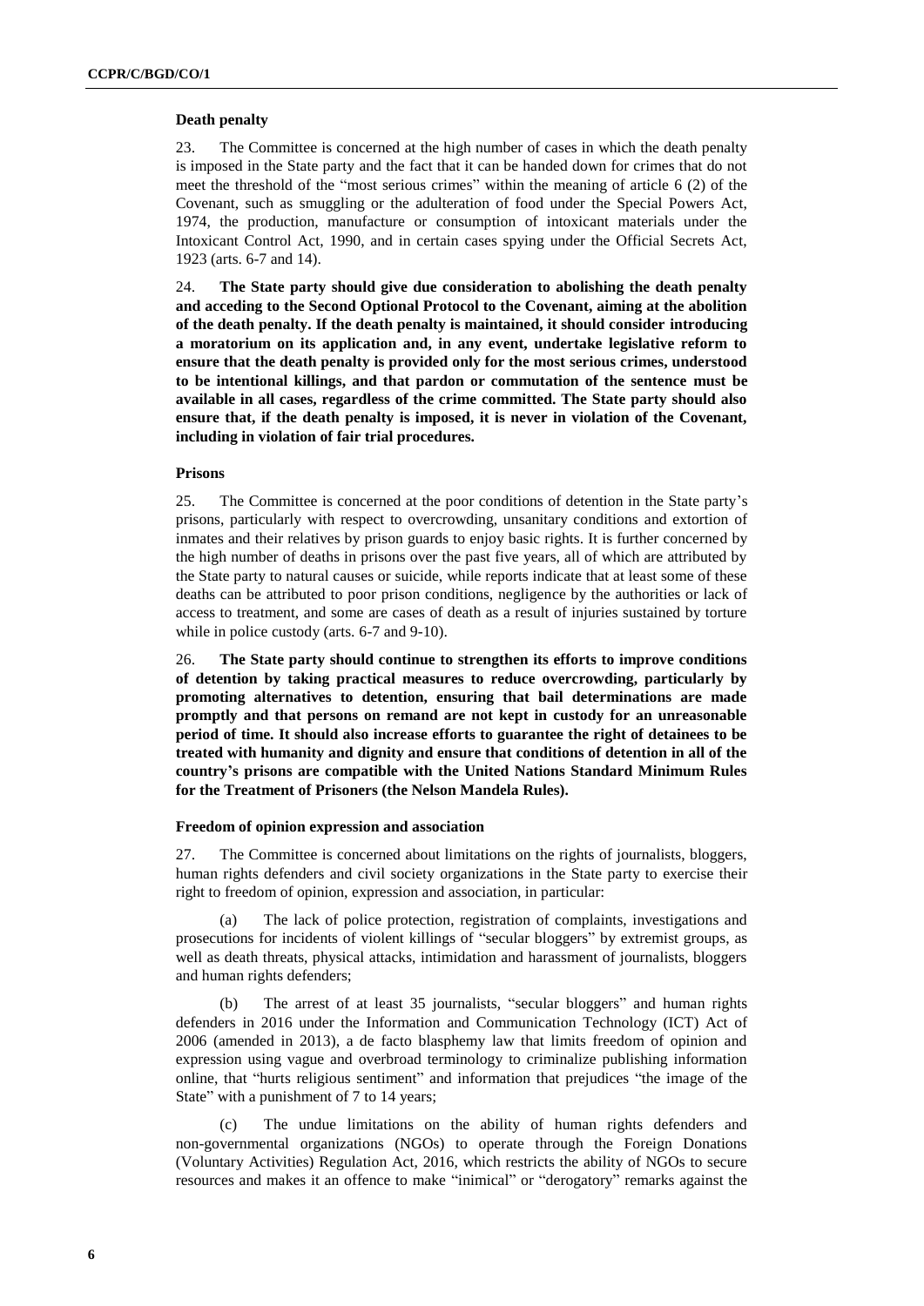### Death penalty

23. The Committee is concerned at the high number of cases in which the death penalty is imposed in the State party and the fact that it can be handed down for crimes that do not meet the threshold of the "most serious crimes" within the meaning of article 6 (2) of the Covenant, such as smuggling or the adulteration of food under the Special Powers Act, 1974, the production, manufacture or consumption of intoxicant materials under the Intoxicant Control Act, 1990, and in certain cases spying under the Official Secrets Act, 1923 (arts. 6-7 and 14).

24. **The State party should give due consideration to abolishing the death penalty and acceding to the Second Optional Protocol to the Covenant, aiming at the abolition of the death penalty. If the death penalty is maintained, it should consider introducing a moratorium on its application and, in any event, undertake legislative reform to ensure that the death penalty is provided only for the most serious crimes, understood to be intentional killings, and that pardon or commutation of the sentence must be available in all cases, regardless of the crime committed. The State party should also ensure that, if the death penalty is imposed, it is never in violation of the Covenant, including in violation of fair trial procedures.**

### Prisons

25. The Committee is concerned at the poor conditions of detention in the State party's prisons, particularly with respect to overcrowding, unsanitary conditions and extortion of inmates and their relatives by prison guards to enjoy basic rights. It is further concerned by the high number of deaths in prisons over the past five years, all of which are attributed by the State party to natural causes or suicide, while reports indicate that at least some of these deaths can be attributed to poor prison conditions, negligence by the authorities or lack of access to treatment, and some are cases of death as a result of injuries sustained by torture while in police custody (arts. 6-7 and 9-10).

26. **The State party should continue to strengthen its efforts to improve conditions of detention by taking practical measures to reduce overcrowding, particularly by promoting alternatives to detention, ensuring that bail determinations are made promptly and that persons on remand are not kept in custody for an unreasonable period of time. It should also increase efforts to guarantee the right of detainees to be treated with humanity and dignity and ensure that conditions of detention in all of the country's prisons are compatible with the United Nations Standard Minimum Rules for the Treatment of Prisoners (the Nelson Mandela Rules).**

### Freedom of opinion expression and association

27. The Committee is concerned about limitations on the rights of journalists, bloggers, human rights defenders and civil society organizations in the State party to exercise their right to freedom of opinion, expression and association, in particular:

(a) The lack of police protection, registration of complaints, investigations and prosecutions for incidents of violent killings of "secular bloggers" by extremist groups, as well as death threats, physical attacks, intimidation and harassment of journalists, bloggers and human rights defenders;

(b) The arrest of at least 35 journalists, "secular bloggers" and human rights defenders in 2016 under the Information and Communication Technology (ICT) Act of 2006 (amended in 2013), a de facto blasphemy law that limits freedom of opinion and expression using vague and overbroad terminology to criminalize publishing information online, that "hurts religious sentiment" and information that prejudices "the image of the State" with a punishment of 7 to 14 years;

(c) The undue limitations on the ability of human rights defenders and non-governmental organizations (NGOs) to operate through the Foreign Donations (Voluntary Activities) Regulation Act, 2016, which restricts the ability of NGOs to secure resources and makes it an offence to make "inimical" or "derogatory" remarks against the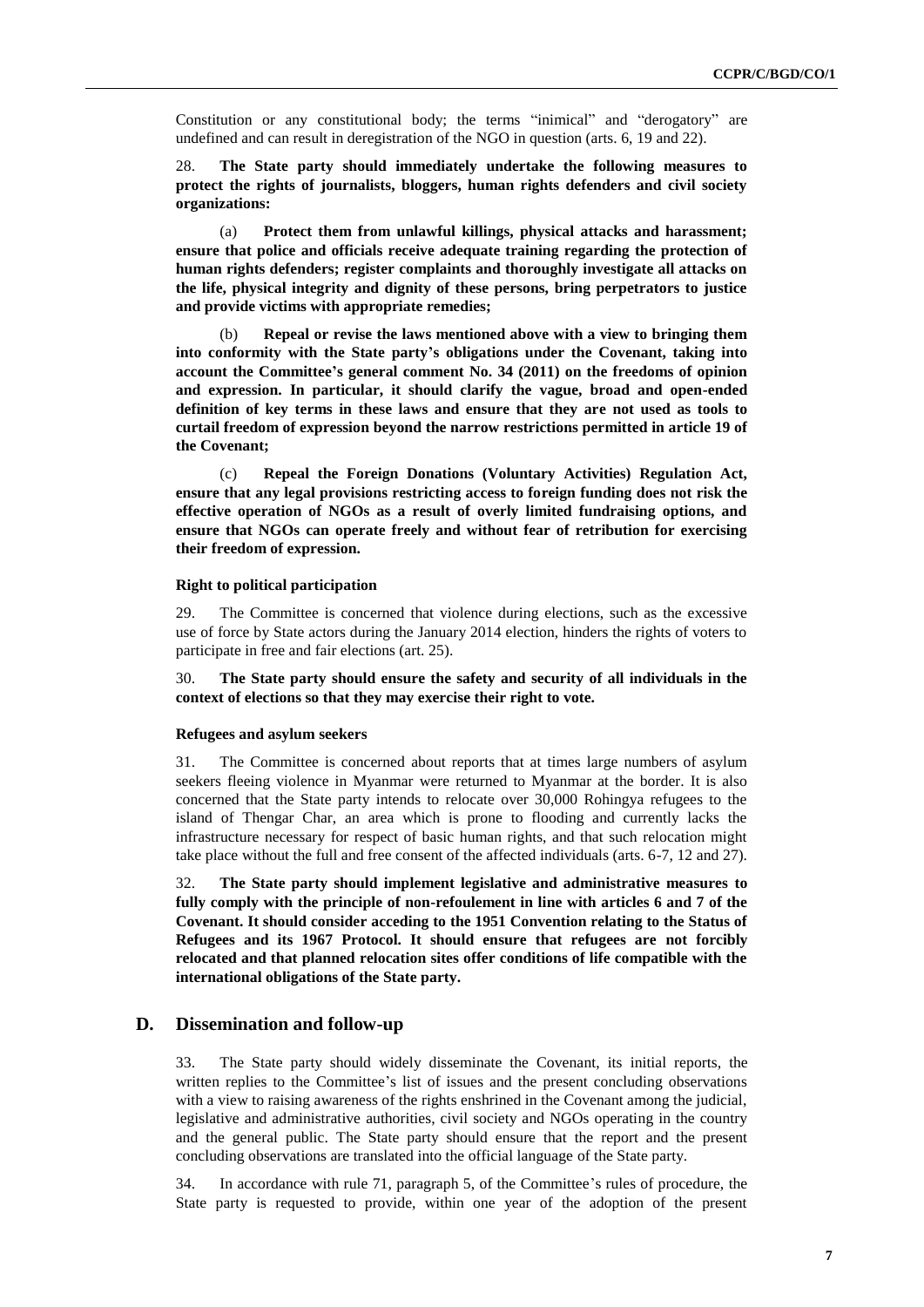Constitution or any constitutional body; the terms "inimical" and "derogatory" are undefined and can result in deregistration of the NGO in question (arts. 6, 19 and 22).

28. **The State party should immediately undertake the following measures to protect the rights of journalists, bloggers, human rights defenders and civil society organizations:**

(a) **Protect them from unlawful killings, physical attacks and harassment; ensure that police and officials receive adequate training regarding the protection of human rights defenders; register complaints and thoroughly investigate all attacks on the life, physical integrity and dignity of these persons, bring perpetrators to justice and provide victims with appropriate remedies;**

(b) **Repeal or revise the laws mentioned above with a view to bringing them into conformity with the State party's obligations under the Covenant, taking into account the Committee's general comment No. 34 (2011) on the freedoms of opinion and expression. In particular, it should clarify the vague, broad and open-ended definition of key terms in these laws and ensure that they are not used as tools to curtail freedom of expression beyond the narrow restrictions permitted in article 19 of the Covenant;**

(c) **Repeal the Foreign Donations (Voluntary Activities) Regulation Act, ensure that any legal provisions restricting access to foreign funding does not risk the effective operation of NGOs as a result of overly limited fundraising options, and ensure that NGOs can operate freely and without fear of retribution for exercising their freedom of expression.**

#### Right to political participation

29. The Committee is concerned that violence during elections, such as the excessive use of force by State actors during the January 2014 election, hinders the rights of voters to participate in free and fair elections (art. 25).

30. **The State party should ensure the safety and security of all individuals in the context of elections so that they may exercise their right to vote.**

#### Refugees and asylum seekers

31. The Committee is concerned about reports that at times large numbers of asylum seekers fleeing violence in Myanmar were returned to Myanmar at the border. It is also concerned that the State party intends to relocate over 30,000 Rohingya refugees to the island of Thengar Char, an area which is prone to flooding and currently lacks the infrastructure necessary for respect of basic human rights, and that such relocation might take place without the full and free consent of the affected individuals (arts. 6-7, 12 and 27).

32. **The State party should implement legislative and administrative measures to fully comply with the principle of non-refoulement in line with articles 6 and 7 of the Covenant. It should consider acceding to the 1951 Convention relating to the Status of Refugees and its 1967 Protocol. It should ensure that refugees are not forcibly relocated and that planned relocation sites offer conditions of life compatible with the international obligations of the State party.**

## D. Dissemination and follow-up

33. The State party should widely disseminate the Covenant, its initial reports, the written replies to the Committee's list of issues and the present concluding observations with a view to raising awareness of the rights enshrined in the Covenant among the judicial, legislative and administrative authorities, civil society and NGOs operating in the country and the general public. The State party should ensure that the report and the present concluding observations are translated into the official language of the State party.

34. In accordance with rule 71, paragraph 5, of the Committee's rules of procedure, the State party is requested to provide, within one year of the adoption of the present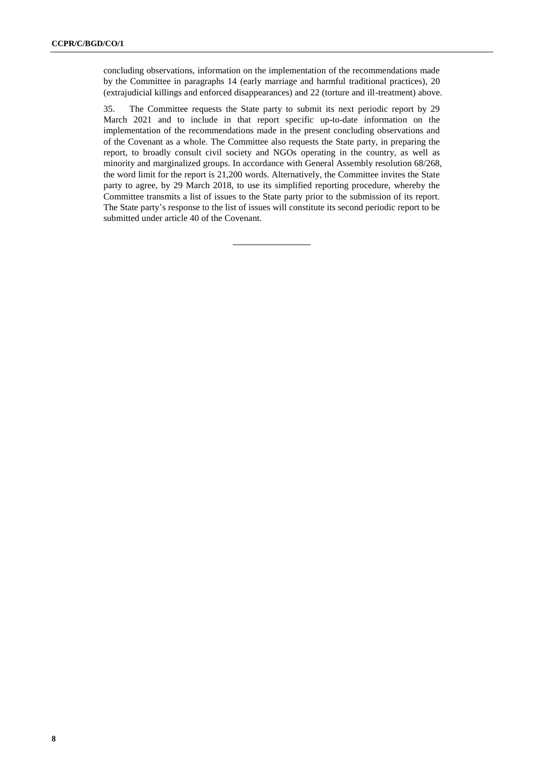concluding observations, information on the implementation of the recommendations made by the Committee in paragraphs 14 (early marriage and harmful traditional practices), 20 (extrajudicial killings and enforced disappearances) and 22 (torture and ill-treatment) above.

35. The Committee requests the State party to submit its next periodic report by 29 March 2021 and to include in that report specific up-to-date information on the implementation of the recommendations made in the present concluding observations and of the Covenant as a whole. The Committee also requests the State party, in preparing the report, to broadly consult civil society and NGOs operating in the country, as well as minority and marginalized groups. In accordance with General Assembly resolution 68/268, the word limit for the report is 21,200 words. Alternatively, the Committee invites the State party to agree, by 29 March 2018, to use its simplified reporting procedure, whereby the Committee transmits a list of issues to the State party prior to the submission of its report. The State party's response to the list of issues will constitute its second periodic report to be submitted under article 40 of the Covenant.